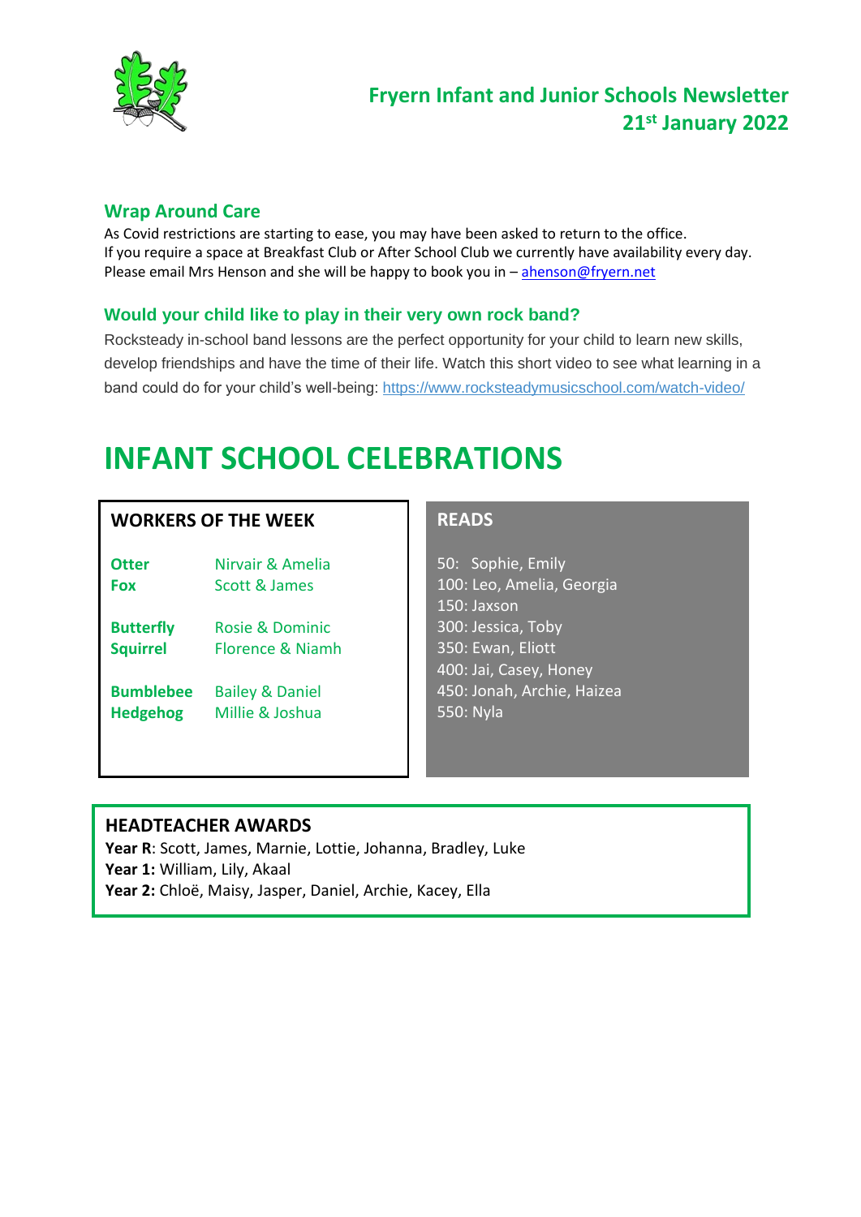# Fryern Infant and Junior Schools Newsletter 21st January 2022

## Wrap Around Care

As Covid restrictions are starting to ease, you may have been asked to return to the office.
If you require a space at Breakfast Club or After School Club we currently have availability every day.
Please email Mrs Henson and she will be happy to book you in – ahenson@fryern.net

## Would your child like to play in their very own rock band?

Rocksteady in-school band lessons are the perfect opportunity for your child to learn new skills, develop friendships and have the time of their life. Watch this short video to see what learning in a band could do for your child's well-being: https://www.rocksteadymusicschool.com/watch-video/

# INFANT SCHOOL CELEBRATIONS

## WORKERS OF THE WEEK

| | |
|---|---|
| **Otter** | Nirvair & Amelia |
| **Fox** | Scott & James |
| **Butterfly** | Rosie & Dominic |
| **Squirrel** | Florence & Niamh |
| **Bumblebee** | Bailey & Daniel |
| **Hedgehog** | Millie & Joshua |

## READS

50: Sophie, Emily
100: Leo, Amelia, Georgia
150: Jaxson
300: Jessica, Toby
350: Ewan, Eliott
400: Jai, Casey, Honey
450: Jonah, Archie, Haizea
550: Nyla

## HEADTEACHER AWARDS

**Year R**: Scott, James, Marnie, Lottie, Johanna, Bradley, Luke
**Year 1:** William, Lily, Akaal
**Year 2:** Chloë, Maisy, Jasper, Daniel, Archie, Kacey, Ella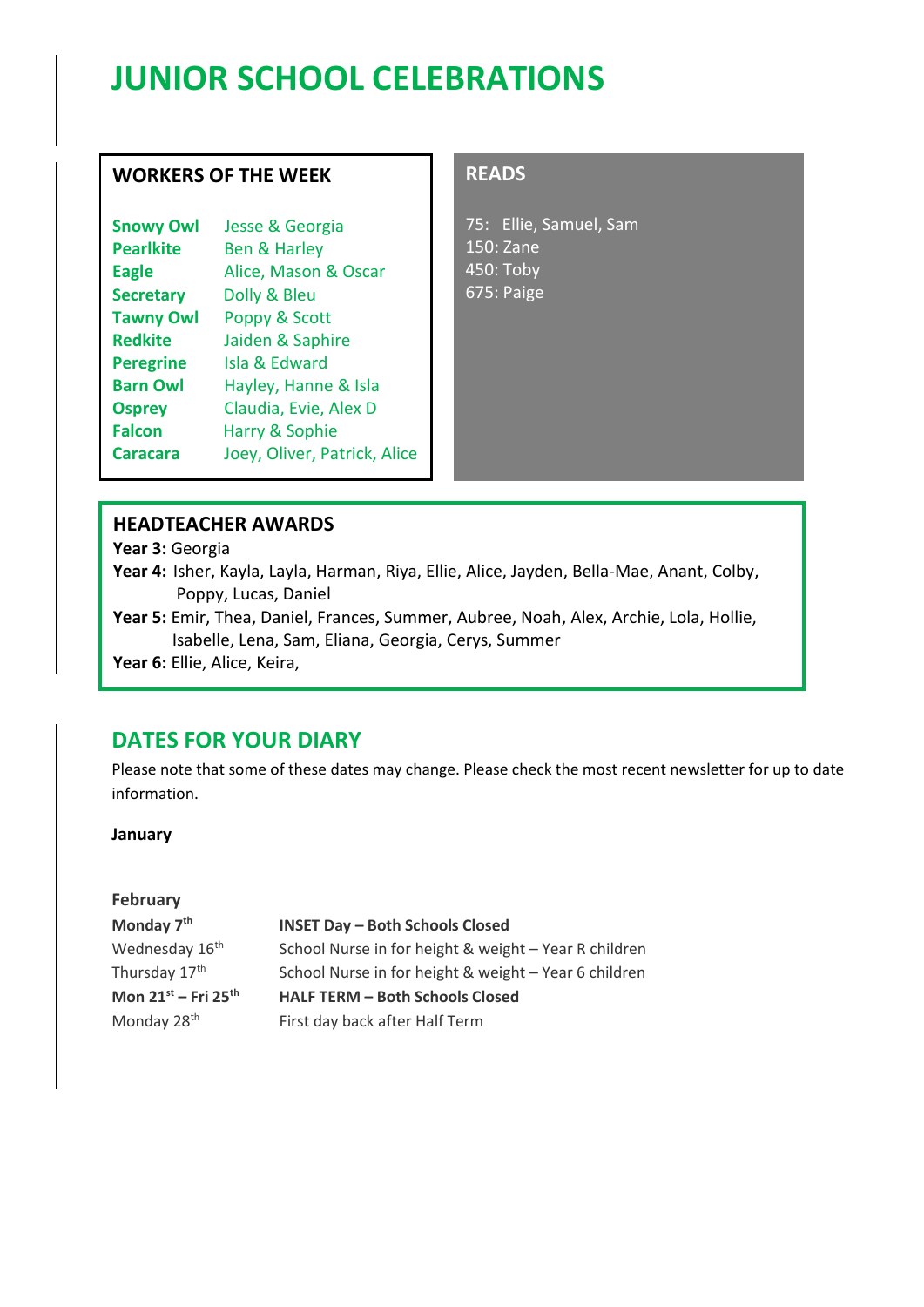# JUNIOR SCHOOL CELEBRATIONS

## WORKERS OF THE WEEK

| | |
|---|---|
| **Snowy Owl** | Jesse & Georgia |
| **Pearlkite** | Ben & Harley |
| **Eagle** | Alice, Mason & Oscar |
| **Secretary** | Dolly & Bleu |
| **Tawny Owl** | Poppy & Scott |
| **Redkite** | Jaiden & Saphire |
| **Peregrine** | Isla & Edward |
| **Barn Owl** | Hayley, Hanne & Isla |
| **Osprey** | Claudia, Evie, Alex D |
| **Falcon** | Harry & Sophie |
| **Caracara** | Joey, Oliver, Patrick, Alice |

## READS

75: Ellie, Samuel, Sam
150: Zane
450: Toby
675: Paige

## HEADTEACHER AWARDS

**Year 3:** Georgia
**Year 4:** Isher, Kayla, Layla, Harman, Riya, Ellie, Alice, Jayden, Bella-Mae, Anant, Colby, Poppy, Lucas, Daniel
**Year 5:** Emir, Thea, Daniel, Frances, Summer, Aubree, Noah, Alex, Archie, Lola, Hollie, Isabelle, Lena, Sam, Eliana, Georgia, Cerys, Summer
**Year 6:** Ellie, Alice, Keira,

## DATES FOR YOUR DIARY

Please note that some of these dates may change. Please check the most recent newsletter for up to date information.

**January**

**February**

| | |
|---|---|
| **Monday 7th** | **INSET Day – Both Schools Closed** |
| Wednesday 16th | School Nurse in for height & weight – Year R children |
| Thursday 17th | School Nurse in for height & weight – Year 6 children |
| **Mon 21st – Fri 25th** | **HALF TERM – Both Schools Closed** |
| Monday 28th | First day back after Half Term |